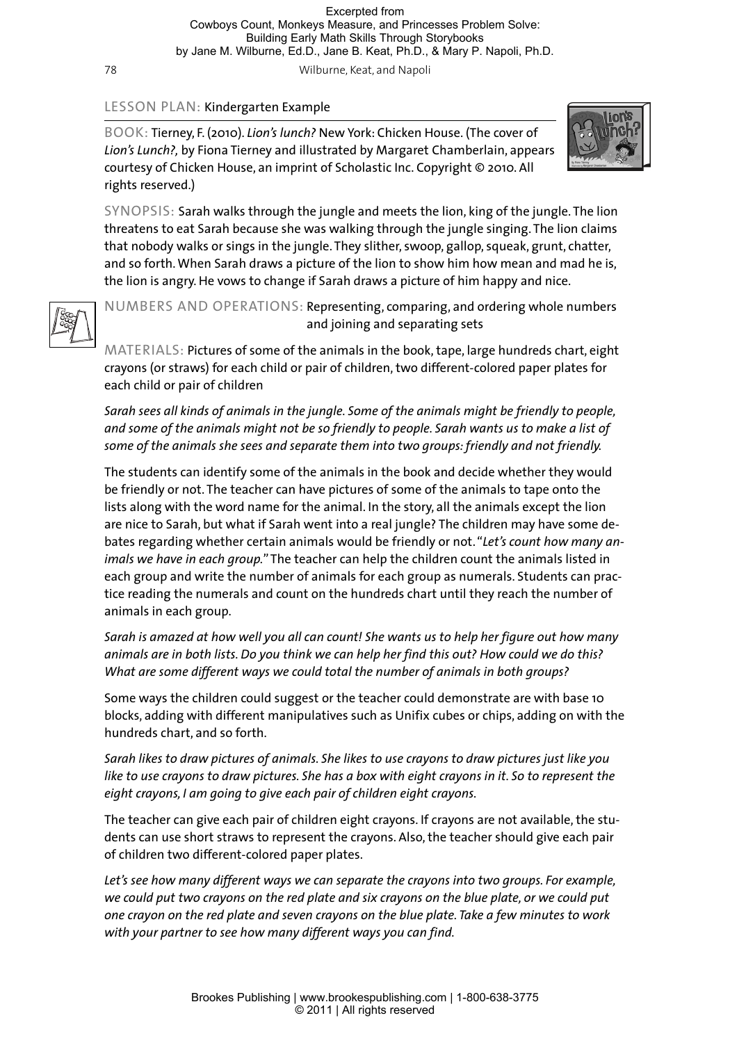Excerpted from
Cowboys Count, Monkeys Measure, and Princesses Problem Solve:
Building Early Math Skills Through Storybooks
by Jane M. Wilburne, Ed.D., Jane B. Keat, Ph.D., & Mary P. Napoli, Ph.D.

## LESSON PLAN: Kindergarten Example

BOOK: Tierney, F. (2010). *Lion's lunch?* New York: Chicken House. (The cover of *Lion's Lunch?,* by Fiona Tierney and illustrated by Margaret Chamberlain, appears courtesy of Chicken House, an imprint of Scholastic Inc. Copyright © 2010. All rights reserved.)

SYNOPSIS: Sarah walks through the jungle and meets the lion, king of the jungle. The lion threatens to eat Sarah because she was walking through the jungle singing. The lion claims that nobody walks or sings in the jungle. They slither, swoop, gallop, squeak, grunt, chatter, and so forth. When Sarah draws a picture of the lion to show him how mean and mad he is, the lion is angry. He vows to change if Sarah draws a picture of him happy and nice.

NUMBERS AND OPERATIONS: Representing, comparing, and ordering whole numbers and joining and separating sets

MATERIALS: Pictures of some of the animals in the book, tape, large hundreds chart, eight crayons (or straws) for each child or pair of children, two different-colored paper plates for each child or pair of children

*Sarah sees all kinds of animals in the jungle. Some of the animals might be friendly to people, and some of the animals might not be so friendly to people. Sarah wants us to make a list of some of the animals she sees and separate them into two groups: friendly and not friendly.*

The students can identify some of the animals in the book and decide whether they would be friendly or not. The teacher can have pictures of some of the animals to tape onto the lists along with the word name for the animal. In the story, all the animals except the lion are nice to Sarah, but what if Sarah went into a real jungle? The children may have some debates regarding whether certain animals would be friendly or not. "*Let's count how many animals we have in each group.*" The teacher can help the children count the animals listed in each group and write the number of animals for each group as numerals. Students can practice reading the numerals and count on the hundreds chart until they reach the number of animals in each group.

*Sarah is amazed at how well you all can count! She wants us to help her figure out how many animals are in both lists. Do you think we can help her find this out? How could we do this? What are some different ways we could total the number of animals in both groups?*

Some ways the children could suggest or the teacher could demonstrate are with base 10 blocks, adding with different manipulatives such as Unifix cubes or chips, adding on with the hundreds chart, and so forth.

*Sarah likes to draw pictures of animals. She likes to use crayons to draw pictures just like you like to use crayons to draw pictures. She has a box with eight crayons in it. So to represent the eight crayons, I am going to give each pair of children eight crayons.*

The teacher can give each pair of children eight crayons. If crayons are not available, the students can use short straws to represent the crayons. Also, the teacher should give each pair of children two different-colored paper plates.

*Let's see how many different ways we can separate the crayons into two groups. For example, we could put two crayons on the red plate and six crayons on the blue plate, or we could put one crayon on the red plate and seven crayons on the blue plate. Take a few minutes to work with your partner to see how many different ways you can find.*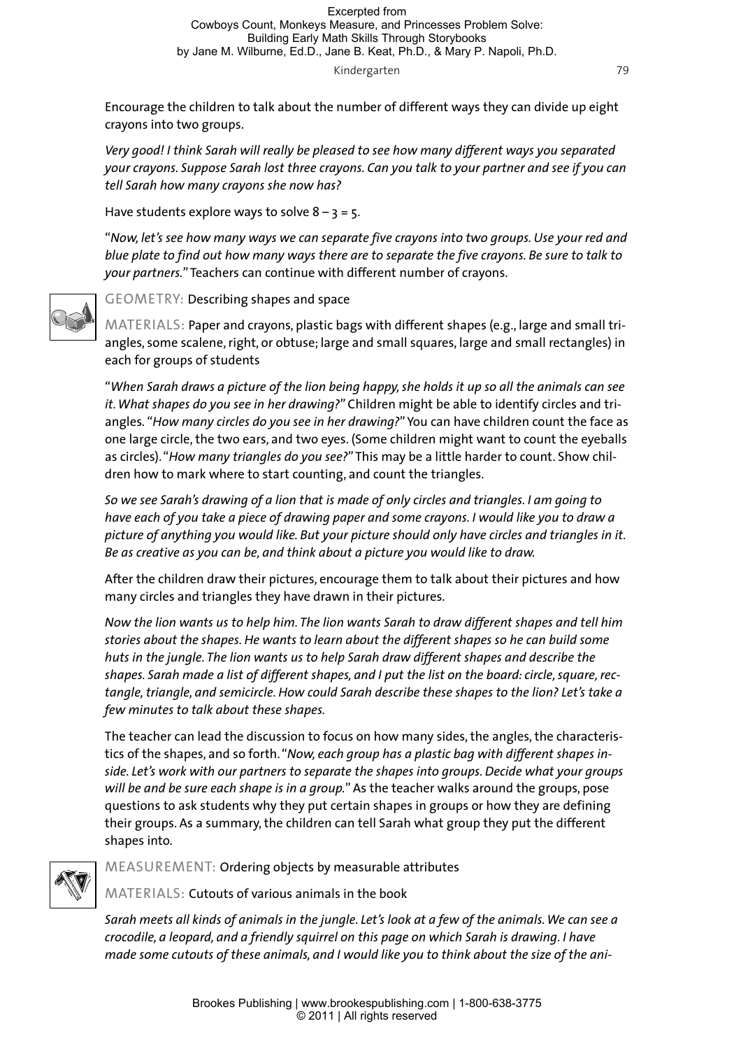Encourage the children to talk about the number of different ways they can divide up eight crayons into two groups.

*Very good! I think Sarah will really be pleased to see how many different ways you separated your crayons. Suppose Sarah lost three crayons. Can you talk to your partner and see if you can tell Sarah how many crayons she now has?*

Have students explore ways to solve $8 - 3 = 5$.

"*Now, let's see how many ways we can separate five crayons into two groups. Use your red and blue plate to find out how many ways there are to separate the five crayons. Be sure to talk to your partners.*" Teachers can continue with different number of crayons.

GEOMETRY: Describing shapes and space

MATERIALS: Paper and crayons, plastic bags with different shapes (e.g., large and small triangles, some scalene, right, or obtuse; large and small squares, large and small rectangles) in each for groups of students

"*When Sarah draws a picture of the lion being happy, she holds it up so all the animals can see it. What shapes do you see in her drawing?*" Children might be able to identify circles and triangles. "*How many circles do you see in her drawing?*" You can have children count the face as one large circle, the two ears, and two eyes. (Some children might want to count the eyeballs as circles). "*How many triangles do you see?*" This may be a little harder to count. Show children how to mark where to start counting, and count the triangles.

*So we see Sarah's drawing of a lion that is made of only circles and triangles. I am going to have each of you take a piece of drawing paper and some crayons. I would like you to draw a picture of anything you would like. But your picture should only have circles and triangles in it. Be as creative as you can be, and think about a picture you would like to draw.*

After the children draw their pictures, encourage them to talk about their pictures and how many circles and triangles they have drawn in their pictures.

*Now the lion wants us to help him. The lion wants Sarah to draw different shapes and tell him stories about the shapes. He wants to learn about the different shapes so he can build some huts in the jungle. The lion wants us to help Sarah draw different shapes and describe the shapes. Sarah made a list of different shapes, and I put the list on the board: circle, square, rectangle, triangle, and semicircle. How could Sarah describe these shapes to the lion? Let's take a few minutes to talk about these shapes.*

The teacher can lead the discussion to focus on how many sides, the angles, the characteristics of the shapes, and so forth. "*Now, each group has a plastic bag with different shapes inside. Let's work with our partners to separate the shapes into groups. Decide what your groups will be and be sure each shape is in a group.*" As the teacher walks around the groups, pose questions to ask students why they put certain shapes in groups or how they are defining their groups. As a summary, the children can tell Sarah what group they put the different shapes into.

MEASUREMENT: Ordering objects by measurable attributes

MATERIALS: Cutouts of various animals in the book

*Sarah meets all kinds of animals in the jungle. Let's look at a few of the animals. We can see a crocodile, a leopard, and a friendly squirrel on this page on which Sarah is drawing. I have made some cutouts of these animals, and I would like you to think about the size of the ani-*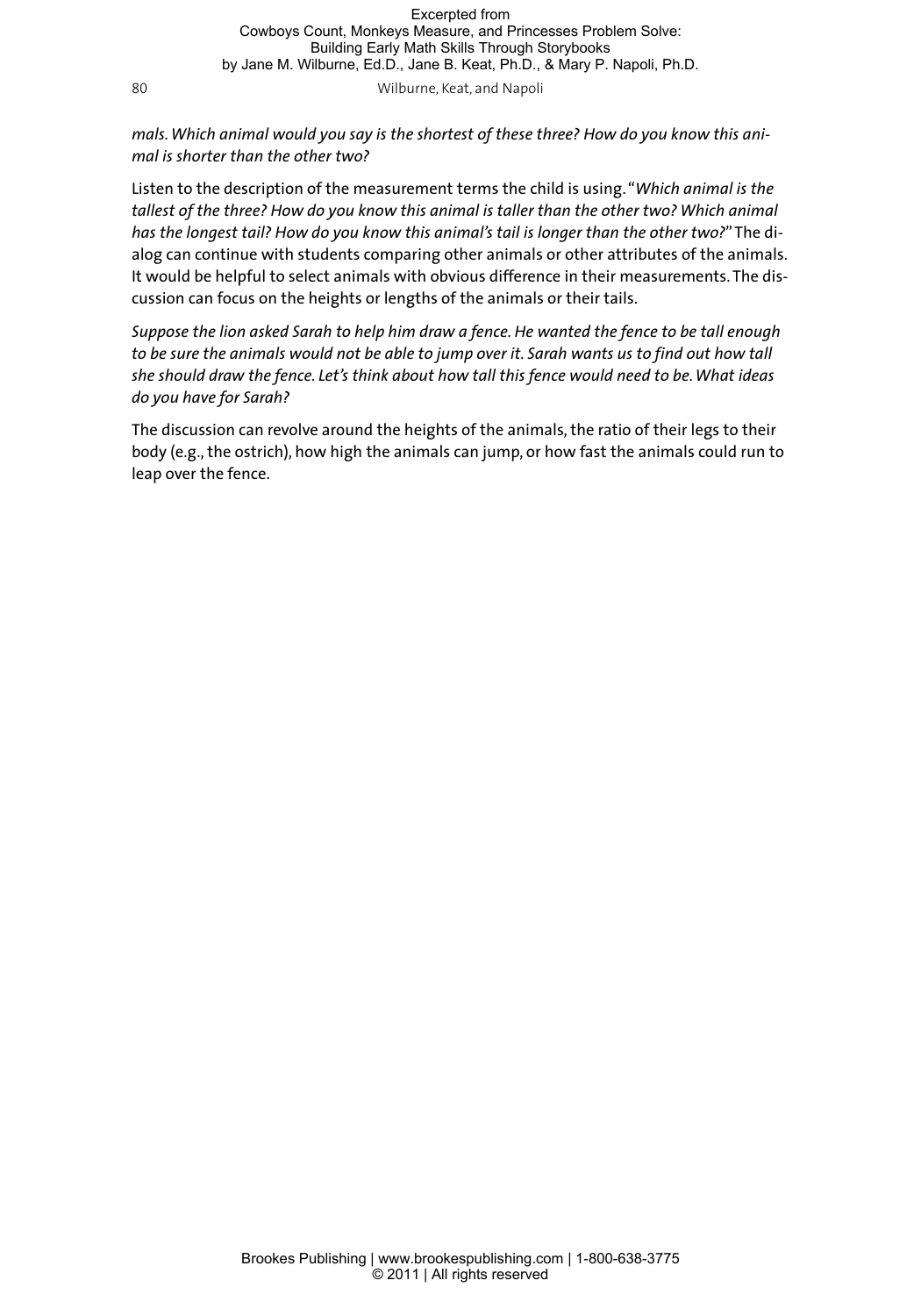*mals. Which animal would you say is the shortest of these three? How do you know this animal is shorter than the other two?*

Listen to the description of the measurement terms the child is using. "*Which animal is the tallest of the three? How do you know this animal is taller than the other two? Which animal has the longest tail? How do you know this animal's tail is longer than the other two?*" The dialog can continue with students comparing other animals or other attributes of the animals. It would be helpful to select animals with obvious difference in their measurements. The discussion can focus on the heights or lengths of the animals or their tails.

*Suppose the lion asked Sarah to help him draw a fence. He wanted the fence to be tall enough to be sure the animals would not be able to jump over it. Sarah wants us to find out how tall she should draw the fence. Let's think about how tall this fence would need to be. What ideas do you have for Sarah?*

The discussion can revolve around the heights of the animals, the ratio of their legs to their body (e.g., the ostrich), how high the animals can jump, or how fast the animals could run to leap over the fence.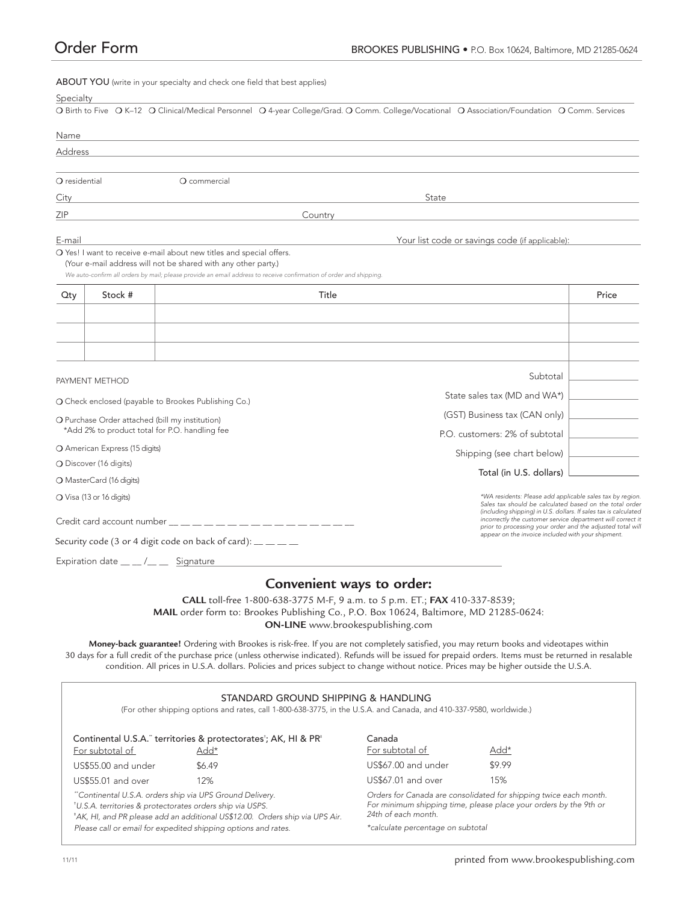# Order Form

BROOKES PUBLISHING • P.O. Box 10624, Baltimore, MD 21285-0624

ABOUT YOU (write in your specialty and check one field that best applies)

Specialty \_\_\_\_\_\_\_\_\_\_\_\_\_\_\_\_\_\_\_\_

❍ Birth to Five ❍ K–12 ❍ Clinical/Medical Personnel ❍ 4-year College/Grad. ❍ Comm. College/Vocational ❍ Association/Foundation ❍ Comm. Services

Name \_\_\_\_\_\_\_\_\_\_\_\_\_\_\_\_\_\_\_\_

Address \_\_\_\_\_\_\_\_\_\_\_\_\_\_\_\_\_\_\_\_

❍ residential ❍ commercial

City \_\_\_\_\_\_\_\_\_\_\_\_\_\_\_\_\_\_\_\_ State \_\_\_\_\_\_\_\_\_\_\_\_\_\_\_\_\_\_\_\_

ZIP \_\_\_\_\_\_\_\_\_\_\_\_\_\_\_\_\_\_\_\_ Country \_\_\_\_\_\_\_\_\_\_\_\_\_\_\_\_\_\_\_\_

E-mail \_\_\_\_\_\_\_\_\_\_\_\_\_\_\_\_\_\_\_\_ Your list code or savings code (if applicable): \_\_\_\_\_\_\_\_\_\_\_\_\_\_\_\_\_\_\_\_

❍ Yes! I want to receive e-mail about new titles and special offers.
(Your e-mail address will not be shared with any other party.)

*We auto-confirm all orders by mail; please provide an email address to receive confirmation of order and shipping.*

| Qty | Stock # | Title | Price |
|---|---|---|---|
| | | | |
| | | | |
| | | | |

PAYMENT METHOD

❍ Check enclosed (payable to Brookes Publishing Co.)

❍ Purchase Order attached (bill my institution)
\*Add 2% to product total for P.O. handling fee

❍ American Express (15 digits)

❍ Discover (16 digits)

❍ MasterCard (16 digits)

❍ Visa (13 or 16 digits)

Credit card account number \_\_ \_\_ \_\_ \_\_ \_\_ \_\_ \_\_ \_\_ \_\_ \_\_ \_\_ \_\_ \_\_ \_\_ \_\_ \_\_

Security code (3 or 4 digit code on back of card): \_\_ \_\_ \_\_ \_\_

Expiration date \_\_ \_\_ /\_\_ \_\_ Signature \_\_\_\_\_\_\_\_\_\_\_\_\_\_\_\_\_\_\_\_

| | |
|---|---|
| Subtotal | |
| State sales tax (MD and WA\*) | |
| (GST) Business tax (CAN only) | |
| P.O. customers: 2% of subtotal | |
| Shipping (see chart below) | |
| Total (in U.S. dollars) | |

*\*WA residents: Please add applicable sales tax by region. Sales tax should be calculated based on the total order (including shipping) in U.S. dollars. If sales tax is calculated incorrectly the customer service department will correct it prior to processing your order and the adjusted total will appear on the invoice included with your shipment.*

## Convenient ways to order:

**CALL** toll-free 1-800-638-3775 M-F, 9 a.m. to 5 p.m. ET.; **FAX** 410-337-8539;
**MAIL** order form to: Brookes Publishing Co., P.O. Box 10624, Baltimore, MD 21285-0624:
**ON-LINE** www.brookespublishing.com

**Money-back guarantee!** Ordering with Brookes is risk-free. If you are not completely satisfied, you may return books and videotapes within 30 days for a full credit of the purchase price (unless otherwise indicated). Refunds will be issued for prepaid orders. Items must be returned in resalable condition. All prices in U.S.A. dollars. Policies and prices subject to change without notice. Prices may be higher outside the U.S.A.

### STANDARD GROUND SHIPPING & HANDLING

(For other shipping options and rates, call 1-800-638-3775, in the U.S.A. and Canada, and 410-337-9580, worldwide.)

Continental U.S.A.\*\* territories & protectorates†; AK, HI & PR‡

| For subtotal of | Add\* |
|---|---|
| US$55.00 and under | $6.49 |
| US$55.01 and over | 12% |

*\*\*Continental U.S.A. orders ship via UPS Ground Delivery.*
*†U.S.A. territories & protectorates orders ship via USPS.*
*‡AK, HI, and PR please add an additional US$12.00. Orders ship via UPS Air.*
*Please call or email for expedited shipping options and rates.*

Canada

| For subtotal of | Add\* |
|---|---|
| US$67.00 and under | $9.99 |
| US$67.01 and over | 15% |

*Orders for Canada are consolidated for shipping twice each month. For minimum shipping time, please place your orders by the 9th or 24th of each month.*

*\*calculate percentage on subtotal*

11/11

printed from www.brookespublishing.com